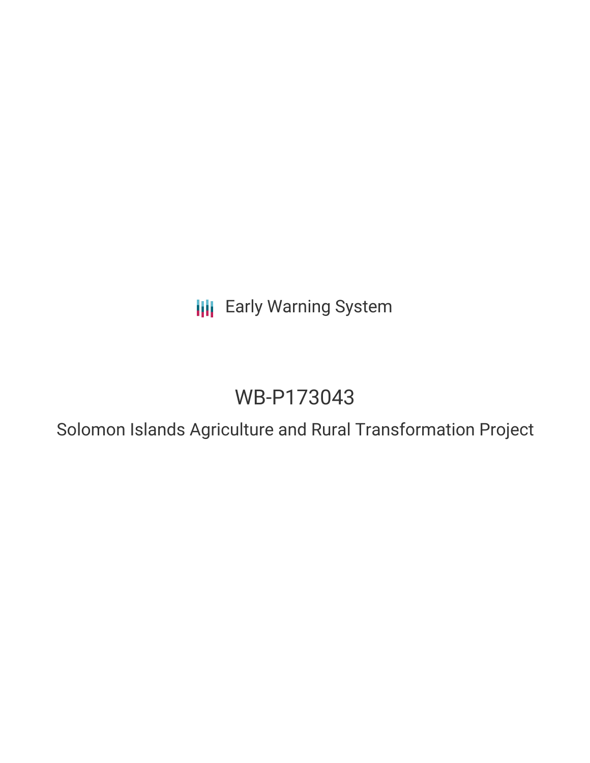Early Warning System

# WB-P173043

## Solomon Islands Agriculture and Rural Transformation Project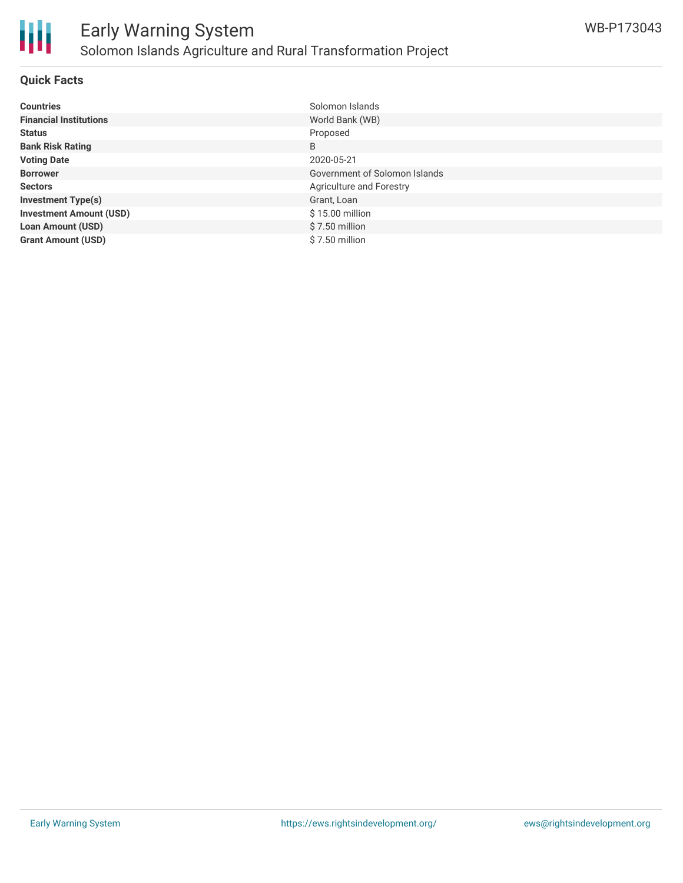## Quick Facts

| | |
|---|---|
| **Countries** | Solomon Islands |
| **Financial Institutions** | World Bank (WB) |
| **Status** | Proposed |
| **Bank Risk Rating** | B |
| **Voting Date** | 2020-05-21 |
| **Borrower** | Government of Solomon Islands |
| **Sectors** | Agriculture and Forestry |
| **Investment Type(s)** | Grant, Loan |
| **Investment Amount (USD)** | $ 15.00 million |
| **Loan Amount (USD)** | $ 7.50 million |
| **Grant Amount (USD)** | $ 7.50 million |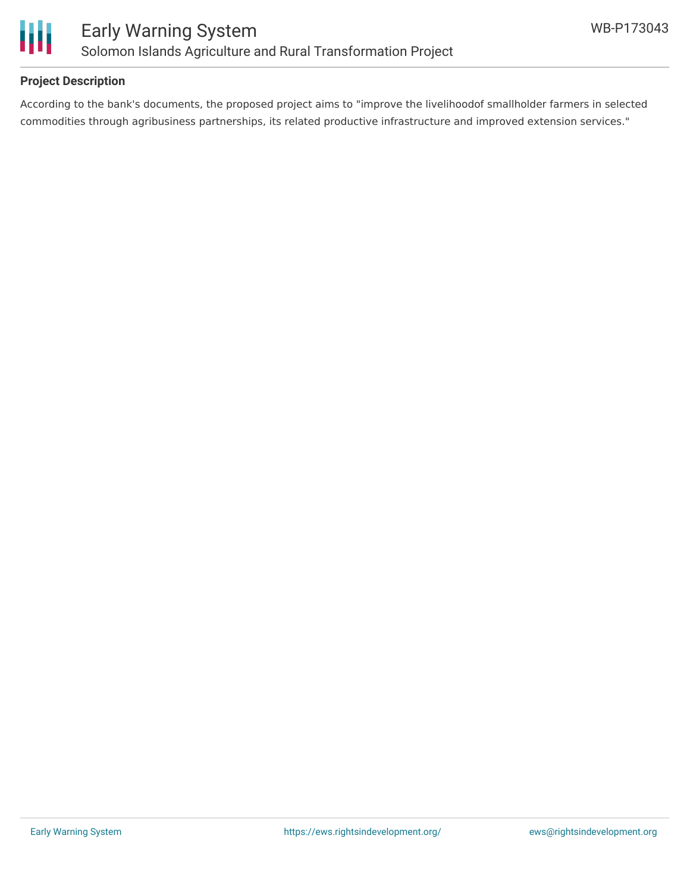## Project Description

According to the bank's documents, the proposed project aims to "improve the livelihoodof smallholder farmers in selected commodities through agribusiness partnerships, its related productive infrastructure and improved extension services."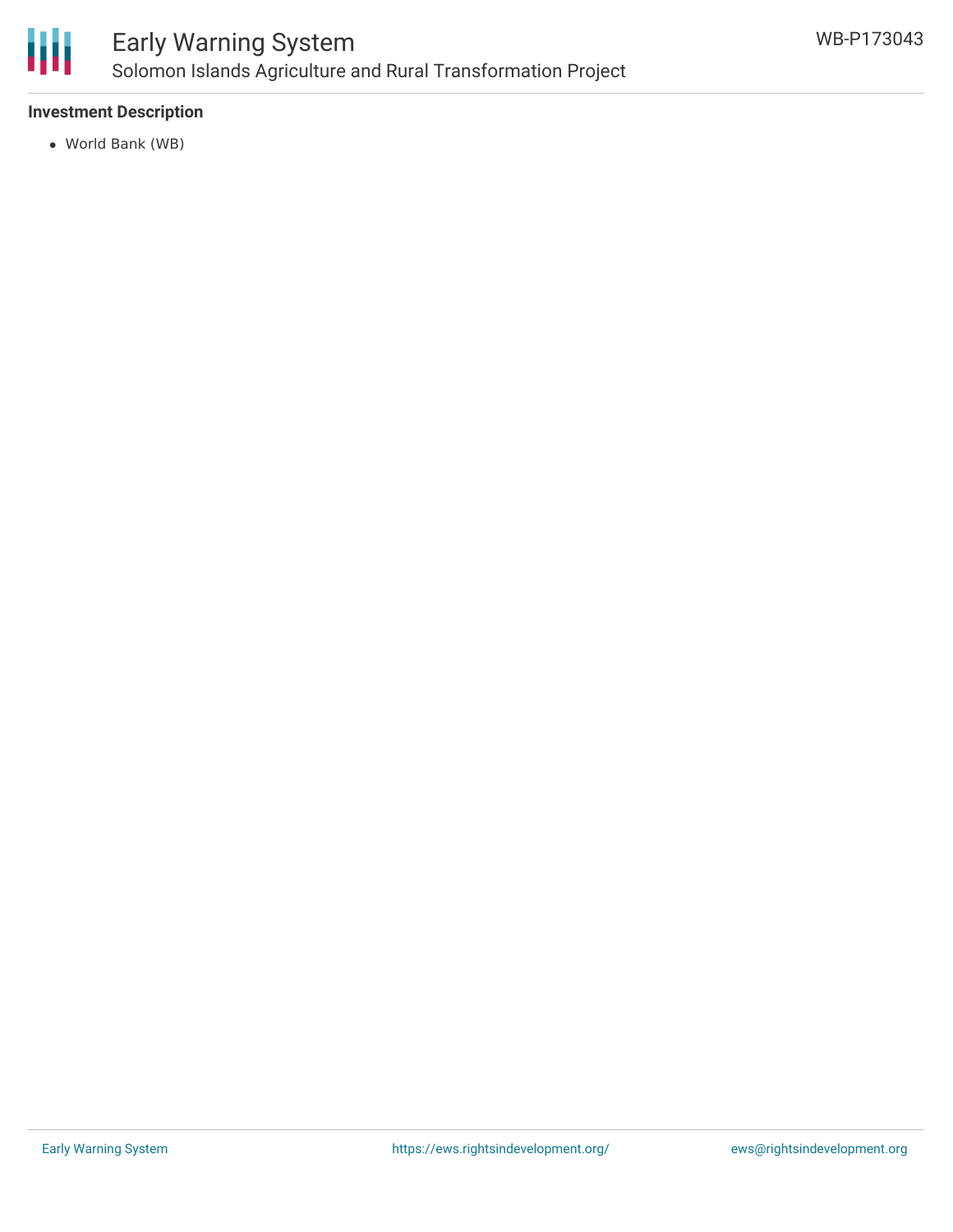**Investment Description**

- World Bank (WB)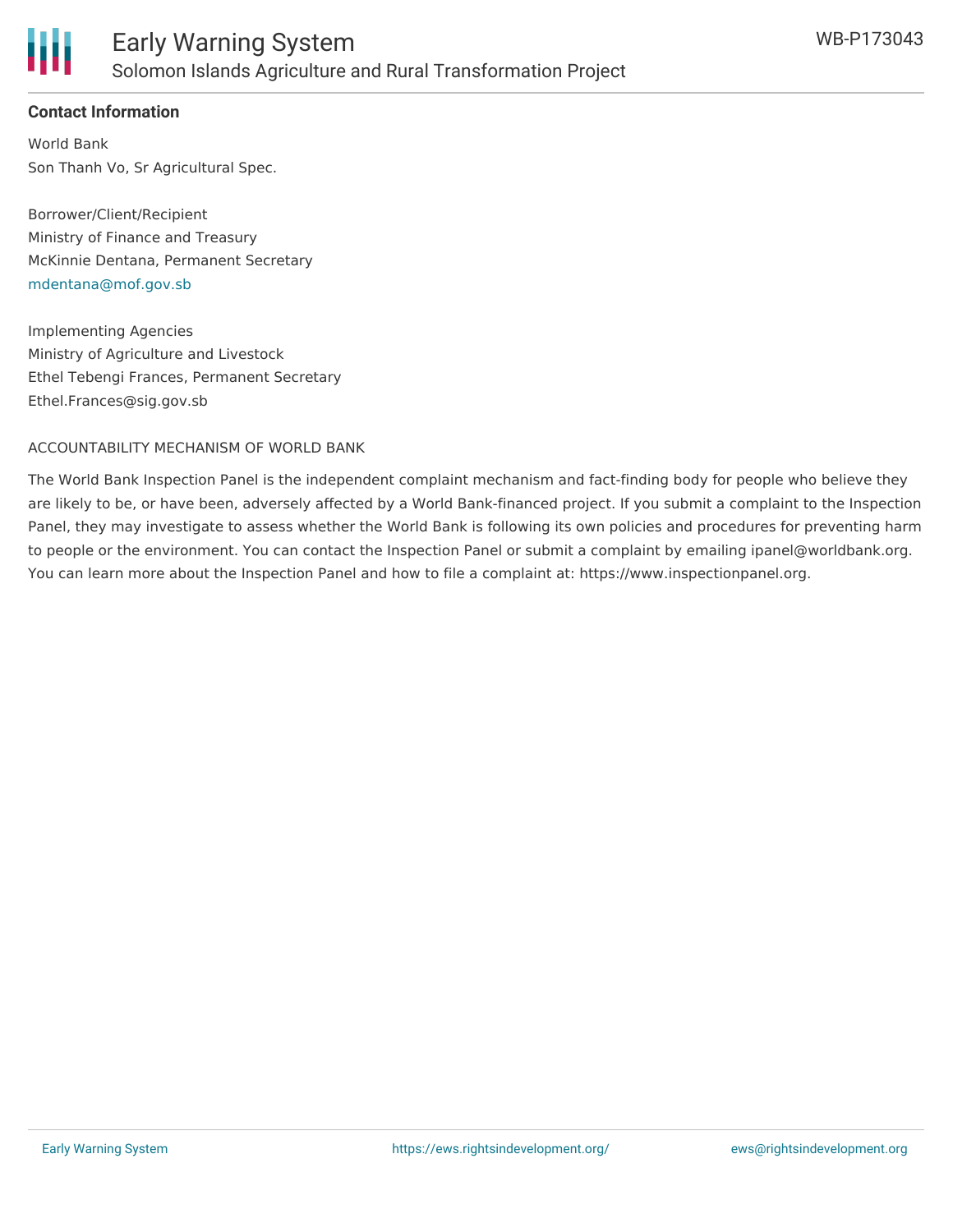**Contact Information**

World Bank
Son Thanh Vo, Sr Agricultural Spec.

Borrower/Client/Recipient
Ministry of Finance and Treasury
McKinnie Dentana, Permanent Secretary
mdentana@mof.gov.sb

Implementing Agencies
Ministry of Agriculture and Livestock
Ethel Tebengi Frances, Permanent Secretary
Ethel.Frances@sig.gov.sb

ACCOUNTABILITY MECHANISM OF WORLD BANK

The World Bank Inspection Panel is the independent complaint mechanism and fact-finding body for people who believe they are likely to be, or have been, adversely affected by a World Bank-financed project. If you submit a complaint to the Inspection Panel, they may investigate to assess whether the World Bank is following its own policies and procedures for preventing harm to people or the environment. You can contact the Inspection Panel or submit a complaint by emailing ipanel@worldbank.org. You can learn more about the Inspection Panel and how to file a complaint at: https://www.inspectionpanel.org.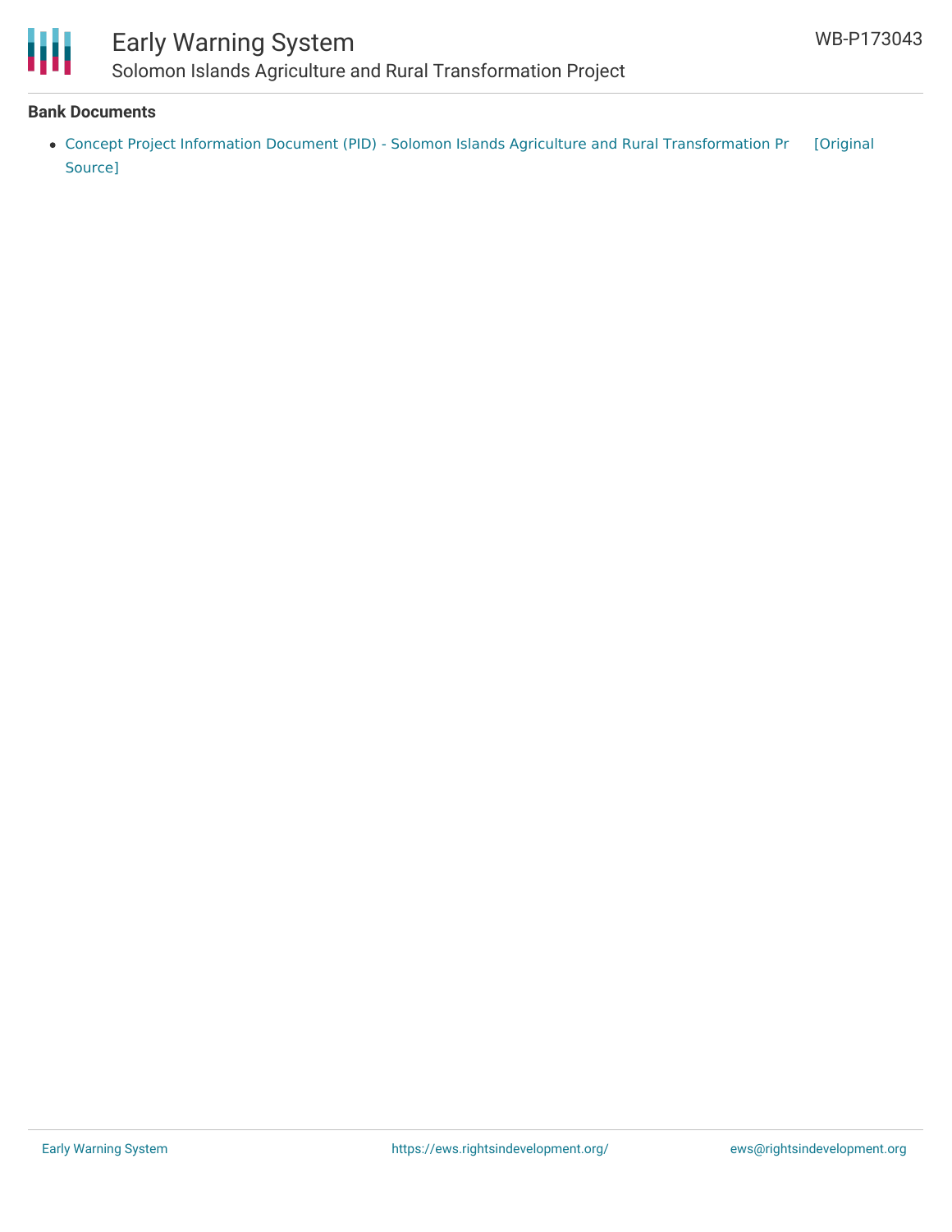**Bank Documents**

- Concept Project Information Document (PID) - Solomon Islands Agriculture and Rural Transformation Pr [Original Source]